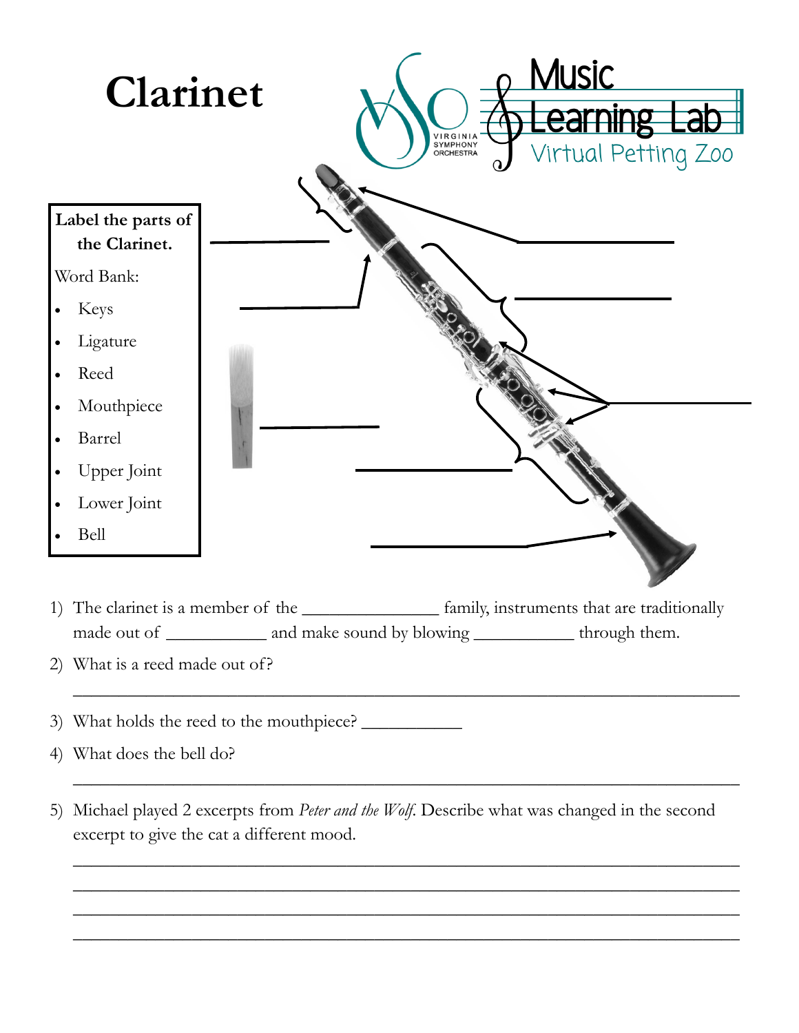# Clarinet

Music Learning Lab
Virtual Petting Zoo

VIRGINIA SYMPHONY ORCHESTRA

**Label the parts of the Clarinet.**

Word Bank:

- Keys
- Ligature
- Reed
- Mouthpiece
- Barrel
- Upper Joint
- Lower Joint
- Bell

1) The clarinet is a member of the _______________ family, instruments that are traditionally made out of ___________ and make sound by blowing ___________ through them.

2) What is a reed made out of?

___________________________________________________________________________

3) What holds the reed to the mouthpiece? ___________

4) What does the bell do?

___________________________________________________________________________

5) Michael played 2 excerpts from *Peter and the Wolf*. Describe what was changed in the second excerpt to give the cat a different mood.

___________________________________________________________________________

___________________________________________________________________________

___________________________________________________________________________

___________________________________________________________________________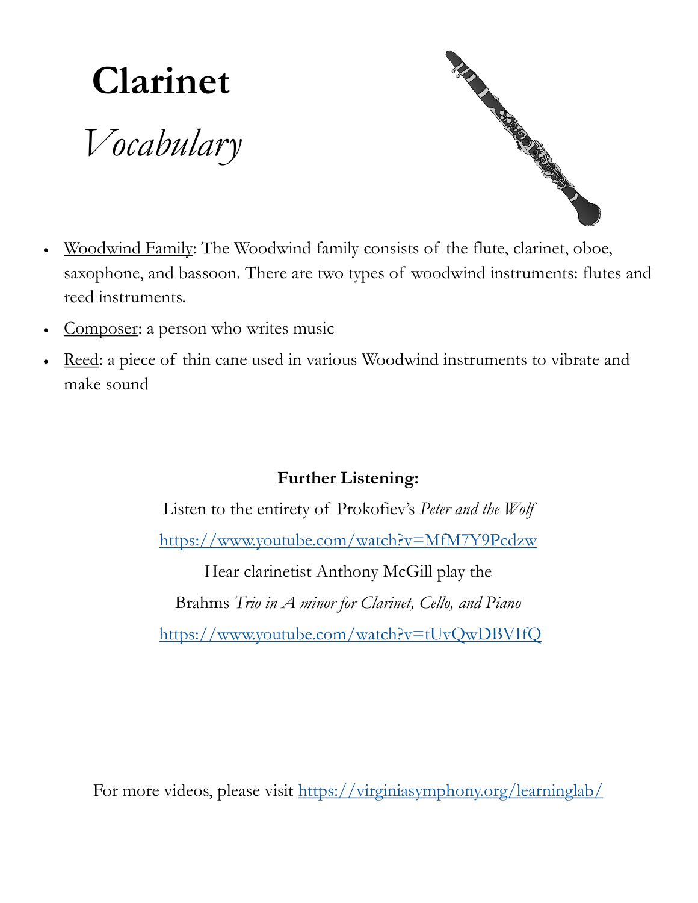# Clarinet

## *Vocabulary*

- Woodwind Family: The Woodwind family consists of the flute, clarinet, oboe, saxophone, and bassoon. There are two types of woodwind instruments: flutes and reed instruments.
- Composer: a person who writes music
- Reed: a piece of thin cane used in various Woodwind instruments to vibrate and make sound

**Further Listening:**

Listen to the entirety of Prokofiev's *Peter and the Wolf*

https://www.youtube.com/watch?v=MfM7Y9Pcdzw

Hear clarinetist Anthony McGill play the

Brahms *Trio in A minor for Clarinet, Cello, and Piano*

https://www.youtube.com/watch?v=tUvQwDBVIfQ

For more videos, please visit https://virginiasymphony.org/learninglab/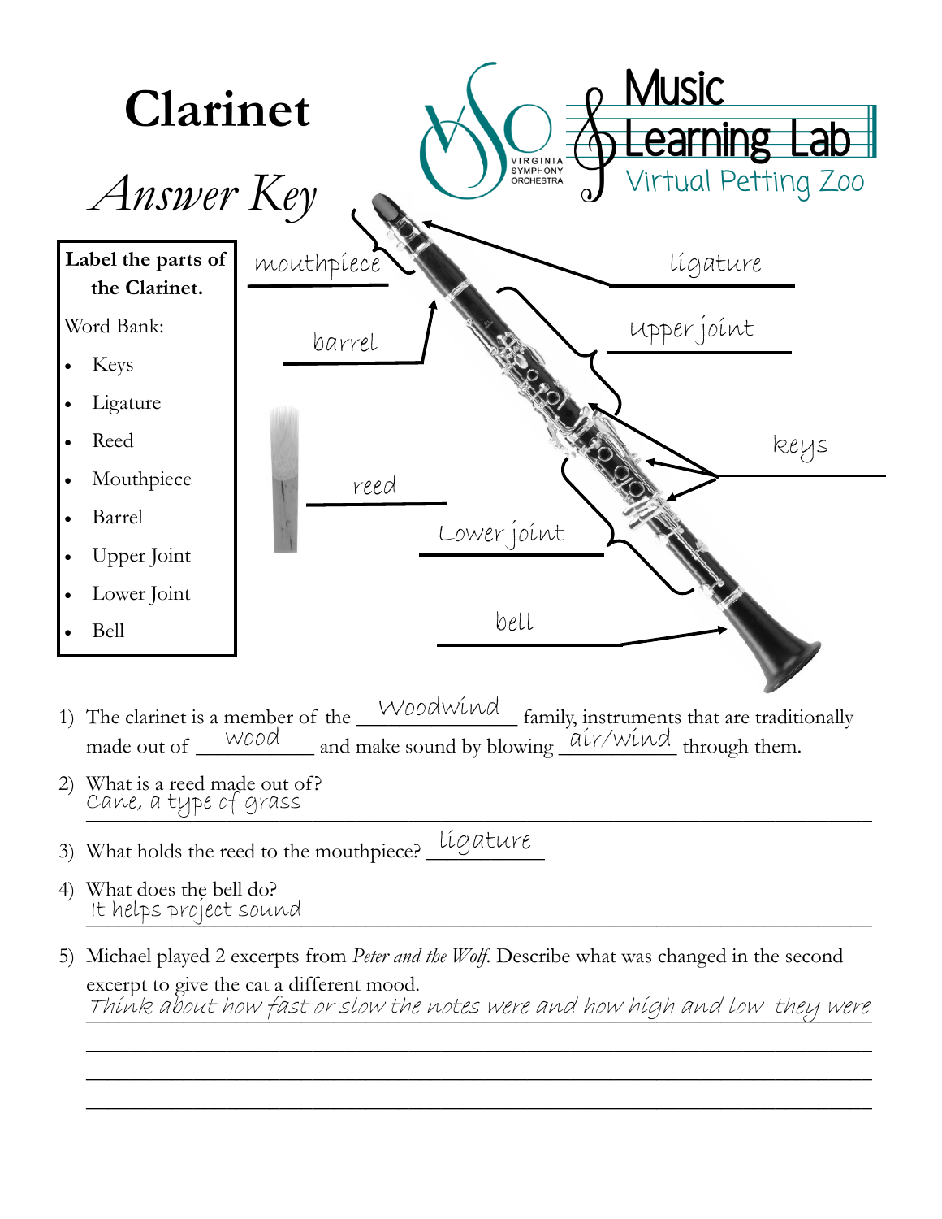# Clarinet

*Answer Key*

Music Learning Lab
Virtual Petting Zoo

VIRGINIA SYMPHONY ORCHESTRA

**Label the parts of the Clarinet.**

Word Bank:

- Keys
- Ligature
- Reed
- Mouthpiece
- Barrel
- Upper Joint
- Lower Joint
- Bell

mouthpiece

ligature

barrel

upper joint

keys

reed

Lower joint

bell

1) The clarinet is a member of the Woodwind family, instruments that are traditionally made out of wood and make sound by blowing air/wind through them.

2) What is a reed made out of?
Cane, a type of grass

3) What holds the reed to the mouthpiece? ligature

4) What does the bell do?
It helps project sound

5) Michael played 2 excerpts from *Peter and the Wolf*. Describe what was changed in the second excerpt to give the cat a different mood.
Think about how fast or slow the notes were and how high and low they were